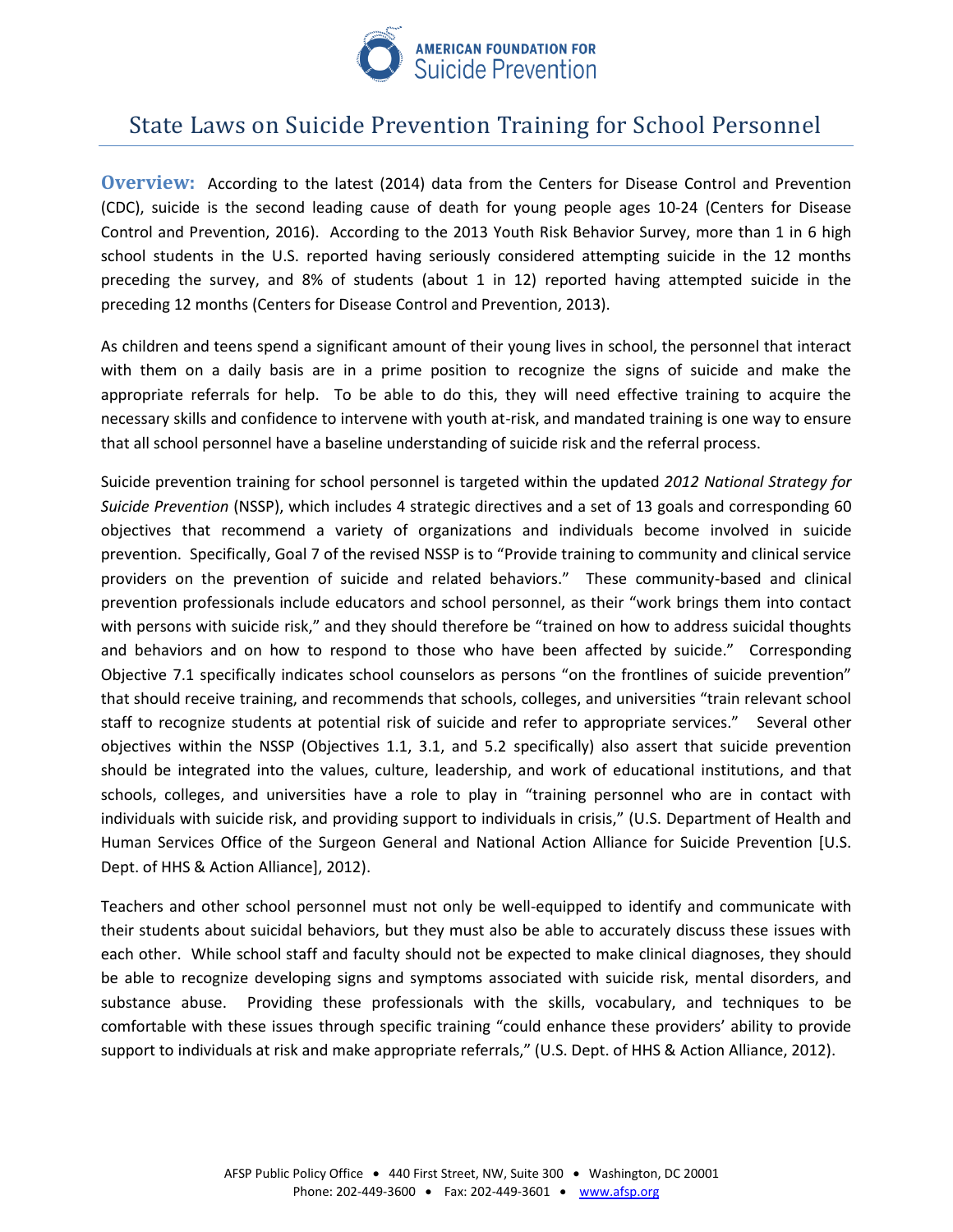AMERICAN FOUNDATION FOR Suicide Prevention

# State Laws on Suicide Prevention Training for School Personnel

**Overview:** According to the latest (2014) data from the Centers for Disease Control and Prevention (CDC), suicide is the second leading cause of death for young people ages 10-24 (Centers for Disease Control and Prevention, 2016). According to the 2013 Youth Risk Behavior Survey, more than 1 in 6 high school students in the U.S. reported having seriously considered attempting suicide in the 12 months preceding the survey, and 8% of students (about 1 in 12) reported having attempted suicide in the preceding 12 months (Centers for Disease Control and Prevention, 2013).

As children and teens spend a significant amount of their young lives in school, the personnel that interact with them on a daily basis are in a prime position to recognize the signs of suicide and make the appropriate referrals for help. To be able to do this, they will need effective training to acquire the necessary skills and confidence to intervene with youth at-risk, and mandated training is one way to ensure that all school personnel have a baseline understanding of suicide risk and the referral process.

Suicide prevention training for school personnel is targeted within the updated *2012 National Strategy for Suicide Prevention* (NSSP), which includes 4 strategic directives and a set of 13 goals and corresponding 60 objectives that recommend a variety of organizations and individuals become involved in suicide prevention. Specifically, Goal 7 of the revised NSSP is to "Provide training to community and clinical service providers on the prevention of suicide and related behaviors." These community-based and clinical prevention professionals include educators and school personnel, as their "work brings them into contact with persons with suicide risk," and they should therefore be "trained on how to address suicidal thoughts and behaviors and on how to respond to those who have been affected by suicide." Corresponding Objective 7.1 specifically indicates school counselors as persons "on the frontlines of suicide prevention" that should receive training, and recommends that schools, colleges, and universities "train relevant school staff to recognize students at potential risk of suicide and refer to appropriate services." Several other objectives within the NSSP (Objectives 1.1, 3.1, and 5.2 specifically) also assert that suicide prevention should be integrated into the values, culture, leadership, and work of educational institutions, and that schools, colleges, and universities have a role to play in "training personnel who are in contact with individuals with suicide risk, and providing support to individuals in crisis," (U.S. Department of Health and Human Services Office of the Surgeon General and National Action Alliance for Suicide Prevention [U.S. Dept. of HHS & Action Alliance], 2012).

Teachers and other school personnel must not only be well-equipped to identify and communicate with their students about suicidal behaviors, but they must also be able to accurately discuss these issues with each other. While school staff and faculty should not be expected to make clinical diagnoses, they should be able to recognize developing signs and symptoms associated with suicide risk, mental disorders, and substance abuse. Providing these professionals with the skills, vocabulary, and techniques to be comfortable with these issues through specific training "could enhance these providers' ability to provide support to individuals at risk and make appropriate referrals," (U.S. Dept. of HHS & Action Alliance, 2012).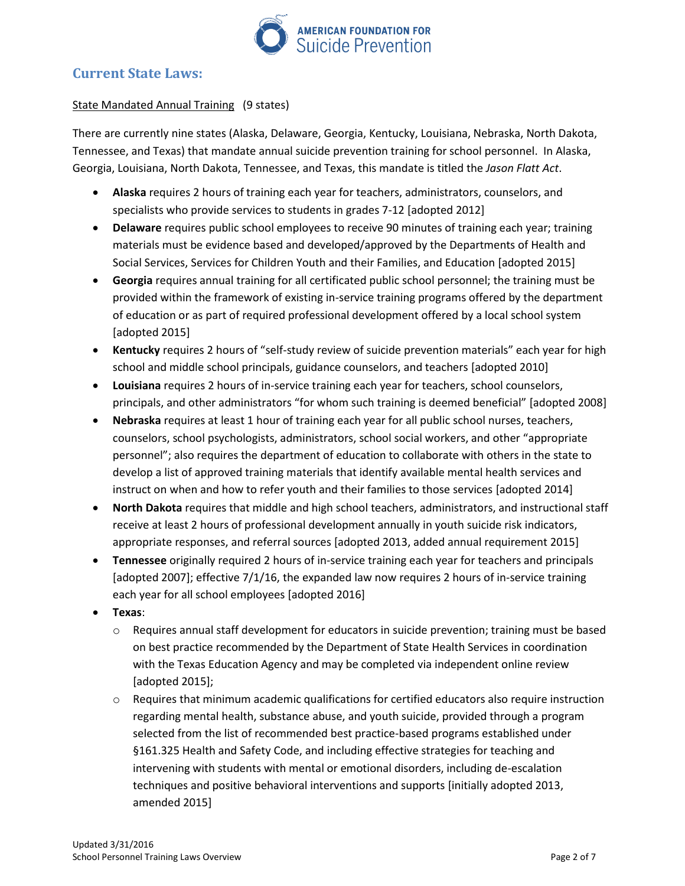## Current State Laws:

State Mandated Annual Training (9 states)

There are currently nine states (Alaska, Delaware, Georgia, Kentucky, Louisiana, Nebraska, North Dakota, Tennessee, and Texas) that mandate annual suicide prevention training for school personnel. In Alaska, Georgia, Louisiana, North Dakota, Tennessee, and Texas, this mandate is titled the *Jason Flatt Act*.

- **Alaska** requires 2 hours of training each year for teachers, administrators, counselors, and specialists who provide services to students in grades 7-12 [adopted 2012]
- **Delaware** requires public school employees to receive 90 minutes of training each year; training materials must be evidence based and developed/approved by the Departments of Health and Social Services, Services for Children Youth and their Families, and Education [adopted 2015]
- **Georgia** requires annual training for all certificated public school personnel; the training must be provided within the framework of existing in-service training programs offered by the department of education or as part of required professional development offered by a local school system [adopted 2015]
- **Kentucky** requires 2 hours of "self-study review of suicide prevention materials" each year for high school and middle school principals, guidance counselors, and teachers [adopted 2010]
- **Louisiana** requires 2 hours of in-service training each year for teachers, school counselors, principals, and other administrators "for whom such training is deemed beneficial" [adopted 2008]
- **Nebraska** requires at least 1 hour of training each year for all public school nurses, teachers, counselors, school psychologists, administrators, school social workers, and other "appropriate personnel"; also requires the department of education to collaborate with others in the state to develop a list of approved training materials that identify available mental health services and instruct on when and how to refer youth and their families to those services [adopted 2014]
- **North Dakota** requires that middle and high school teachers, administrators, and instructional staff receive at least 2 hours of professional development annually in youth suicide risk indicators, appropriate responses, and referral sources [adopted 2013, added annual requirement 2015]
- **Tennessee** originally required 2 hours of in-service training each year for teachers and principals [adopted 2007]; effective 7/1/16, the expanded law now requires 2 hours of in-service training each year for all school employees [adopted 2016]
- **Texas**:
  - Requires annual staff development for educators in suicide prevention; training must be based on best practice recommended by the Department of State Health Services in coordination with the Texas Education Agency and may be completed via independent online review [adopted 2015];
  - Requires that minimum academic qualifications for certified educators also require instruction regarding mental health, substance abuse, and youth suicide, provided through a program selected from the list of recommended best practice-based programs established under §161.325 Health and Safety Code, and including effective strategies for teaching and intervening with students with mental or emotional disorders, including de-escalation techniques and positive behavioral interventions and supports [initially adopted 2013, amended 2015]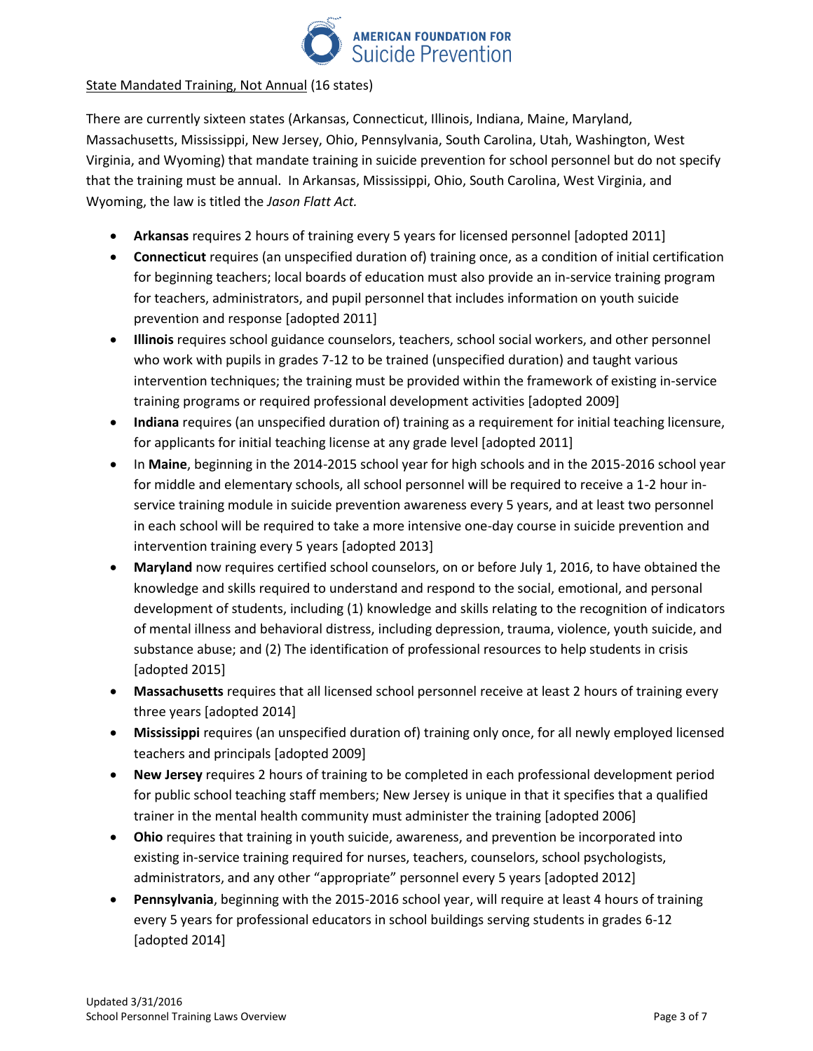State Mandated Training, Not Annual (16 states)

There are currently sixteen states (Arkansas, Connecticut, Illinois, Indiana, Maine, Maryland, Massachusetts, Mississippi, New Jersey, Ohio, Pennsylvania, South Carolina, Utah, Washington, West Virginia, and Wyoming) that mandate training in suicide prevention for school personnel but do not specify that the training must be annual. In Arkansas, Mississippi, Ohio, South Carolina, West Virginia, and Wyoming, the law is titled the *Jason Flatt Act.*

- **Arkansas** requires 2 hours of training every 5 years for licensed personnel [adopted 2011]
- **Connecticut** requires (an unspecified duration of) training once, as a condition of initial certification for beginning teachers; local boards of education must also provide an in-service training program for teachers, administrators, and pupil personnel that includes information on youth suicide prevention and response [adopted 2011]
- **Illinois** requires school guidance counselors, teachers, school social workers, and other personnel who work with pupils in grades 7-12 to be trained (unspecified duration) and taught various intervention techniques; the training must be provided within the framework of existing in-service training programs or required professional development activities [adopted 2009]
- **Indiana** requires (an unspecified duration of) training as a requirement for initial teaching licensure, for applicants for initial teaching license at any grade level [adopted 2011]
- In **Maine**, beginning in the 2014-2015 school year for high schools and in the 2015-2016 school year for middle and elementary schools, all school personnel will be required to receive a 1-2 hour in-service training module in suicide prevention awareness every 5 years, and at least two personnel in each school will be required to take a more intensive one-day course in suicide prevention and intervention training every 5 years [adopted 2013]
- **Maryland** now requires certified school counselors, on or before July 1, 2016, to have obtained the knowledge and skills required to understand and respond to the social, emotional, and personal development of students, including (1) knowledge and skills relating to the recognition of indicators of mental illness and behavioral distress, including depression, trauma, violence, youth suicide, and substance abuse; and (2) The identification of professional resources to help students in crisis [adopted 2015]
- **Massachusetts** requires that all licensed school personnel receive at least 2 hours of training every three years [adopted 2014]
- **Mississippi** requires (an unspecified duration of) training only once, for all newly employed licensed teachers and principals [adopted 2009]
- **New Jersey** requires 2 hours of training to be completed in each professional development period for public school teaching staff members; New Jersey is unique in that it specifies that a qualified trainer in the mental health community must administer the training [adopted 2006]
- **Ohio** requires that training in youth suicide, awareness, and prevention be incorporated into existing in-service training required for nurses, teachers, counselors, school psychologists, administrators, and any other "appropriate" personnel every 5 years [adopted 2012]
- **Pennsylvania**, beginning with the 2015-2016 school year, will require at least 4 hours of training every 5 years for professional educators in school buildings serving students in grades 6-12 [adopted 2014]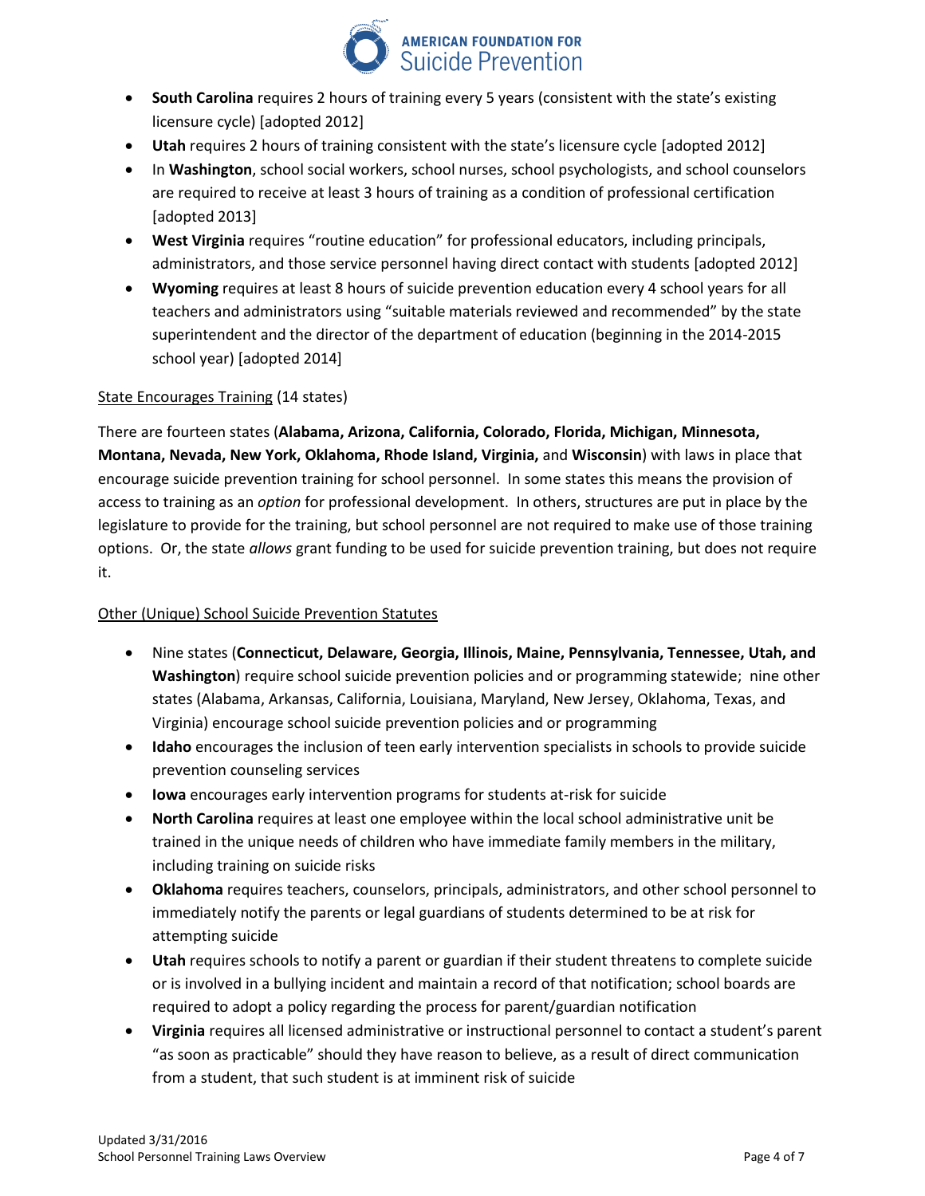- **South Carolina** requires 2 hours of training every 5 years (consistent with the state's existing licensure cycle) [adopted 2012]
- **Utah** requires 2 hours of training consistent with the state's licensure cycle [adopted 2012]
- In **Washington**, school social workers, school nurses, school psychologists, and school counselors are required to receive at least 3 hours of training as a condition of professional certification [adopted 2013]
- **West Virginia** requires "routine education" for professional educators, including principals, administrators, and those service personnel having direct contact with students [adopted 2012]
- **Wyoming** requires at least 8 hours of suicide prevention education every 4 school years for all teachers and administrators using "suitable materials reviewed and recommended" by the state superintendent and the director of the department of education (beginning in the 2014-2015 school year) [adopted 2014]

State Encourages Training (14 states)

There are fourteen states (**Alabama, Arizona, California, Colorado, Florida, Michigan, Minnesota, Montana, Nevada, New York, Oklahoma, Rhode Island, Virginia,** and **Wisconsin**) with laws in place that encourage suicide prevention training for school personnel. In some states this means the provision of access to training as an *option* for professional development. In others, structures are put in place by the legislature to provide for the training, but school personnel are not required to make use of those training options. Or, the state *allows* grant funding to be used for suicide prevention training, but does not require it.

Other (Unique) School Suicide Prevention Statutes

- Nine states (**Connecticut, Delaware, Georgia, Illinois, Maine, Pennsylvania, Tennessee, Utah, and Washington**) require school suicide prevention policies and or programming statewide; nine other states (Alabama, Arkansas, California, Louisiana, Maryland, New Jersey, Oklahoma, Texas, and Virginia) encourage school suicide prevention policies and or programming
- **Idaho** encourages the inclusion of teen early intervention specialists in schools to provide suicide prevention counseling services
- **Iowa** encourages early intervention programs for students at-risk for suicide
- **North Carolina** requires at least one employee within the local school administrative unit be trained in the unique needs of children who have immediate family members in the military, including training on suicide risks
- **Oklahoma** requires teachers, counselors, principals, administrators, and other school personnel to immediately notify the parents or legal guardians of students determined to be at risk for attempting suicide
- **Utah** requires schools to notify a parent or guardian if their student threatens to complete suicide or is involved in a bullying incident and maintain a record of that notification; school boards are required to adopt a policy regarding the process for parent/guardian notification
- **Virginia** requires all licensed administrative or instructional personnel to contact a student's parent "as soon as practicable" should they have reason to believe, as a result of direct communication from a student, that such student is at imminent risk of suicide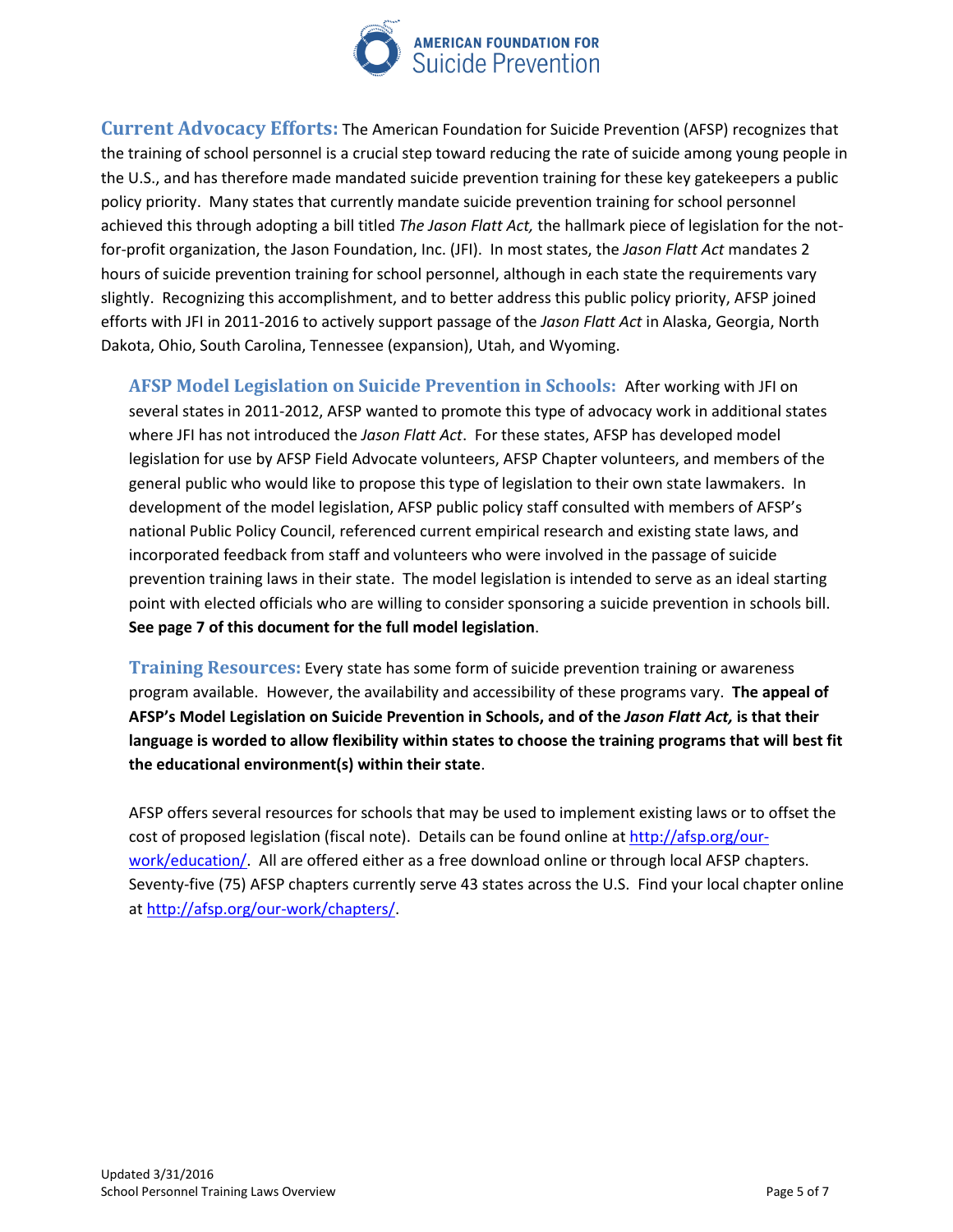**Current Advocacy Efforts:** The American Foundation for Suicide Prevention (AFSP) recognizes that the training of school personnel is a crucial step toward reducing the rate of suicide among young people in the U.S., and has therefore made mandated suicide prevention training for these key gatekeepers a public policy priority. Many states that currently mandate suicide prevention training for school personnel achieved this through adopting a bill titled *The Jason Flatt Act,* the hallmark piece of legislation for the not-for-profit organization, the Jason Foundation, Inc. (JFI). In most states, the *Jason Flatt Act* mandates 2 hours of suicide prevention training for school personnel, although in each state the requirements vary slightly. Recognizing this accomplishment, and to better address this public policy priority, AFSP joined efforts with JFI in 2011-2016 to actively support passage of the *Jason Flatt Act* in Alaska, Georgia, North Dakota, Ohio, South Carolina, Tennessee (expansion), Utah, and Wyoming.

**AFSP Model Legislation on Suicide Prevention in Schools:** After working with JFI on several states in 2011-2012, AFSP wanted to promote this type of advocacy work in additional states where JFI has not introduced the *Jason Flatt Act*. For these states, AFSP has developed model legislation for use by AFSP Field Advocate volunteers, AFSP Chapter volunteers, and members of the general public who would like to propose this type of legislation to their own state lawmakers. In development of the model legislation, AFSP public policy staff consulted with members of AFSP's national Public Policy Council, referenced current empirical research and existing state laws, and incorporated feedback from staff and volunteers who were involved in the passage of suicide prevention training laws in their state. The model legislation is intended to serve as an ideal starting point with elected officials who are willing to consider sponsoring a suicide prevention in schools bill. **See page 7 of this document for the full model legislation**.

**Training Resources:** Every state has some form of suicide prevention training or awareness program available. However, the availability and accessibility of these programs vary. **The appeal of AFSP's Model Legislation on Suicide Prevention in Schools, and of the *Jason Flatt Act,* is that their language is worded to allow flexibility within states to choose the training programs that will best fit the educational environment(s) within their state**.

AFSP offers several resources for schools that may be used to implement existing laws or to offset the cost of proposed legislation (fiscal note). Details can be found online at [http://afsp.org/our-work/education/](http://afsp.org/our-work/education/). All are offered either as a free download online or through local AFSP chapters. Seventy-five (75) AFSP chapters currently serve 43 states across the U.S. Find your local chapter online at [http://afsp.org/our-work/chapters/](http://afsp.org/our-work/chapters/).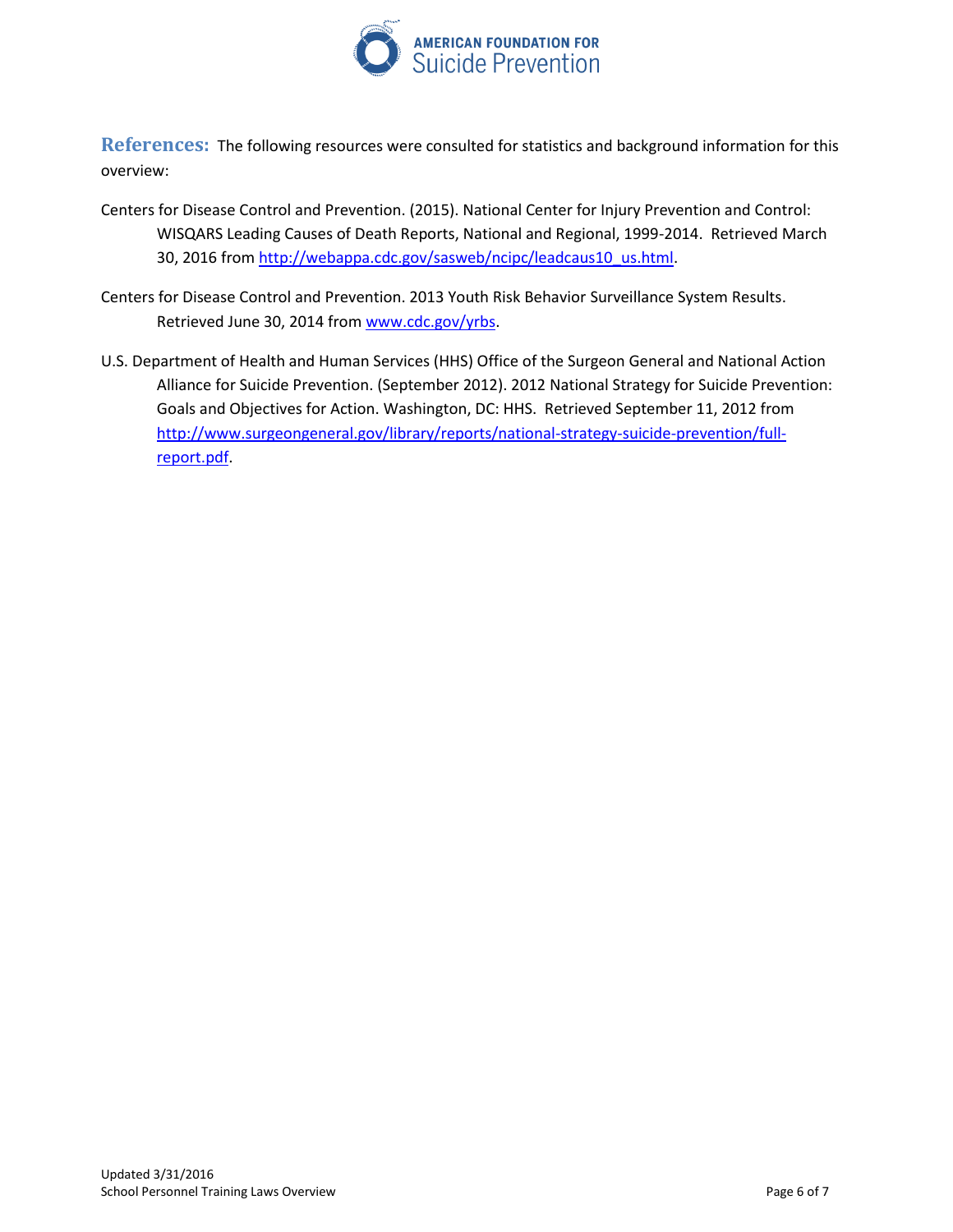**References:** The following resources were consulted for statistics and background information for this overview:

Centers for Disease Control and Prevention. (2015). National Center for Injury Prevention and Control: WISQARS Leading Causes of Death Reports, National and Regional, 1999-2014. Retrieved March 30, 2016 from http://webappa.cdc.gov/sasweb/ncipc/leadcaus10_us.html.

Centers for Disease Control and Prevention. 2013 Youth Risk Behavior Surveillance System Results. Retrieved June 30, 2014 from www.cdc.gov/yrbs.

U.S. Department of Health and Human Services (HHS) Office of the Surgeon General and National Action Alliance for Suicide Prevention. (September 2012). 2012 National Strategy for Suicide Prevention: Goals and Objectives for Action. Washington, DC: HHS. Retrieved September 11, 2012 from http://www.surgeongeneral.gov/library/reports/national-strategy-suicide-prevention/full-report.pdf.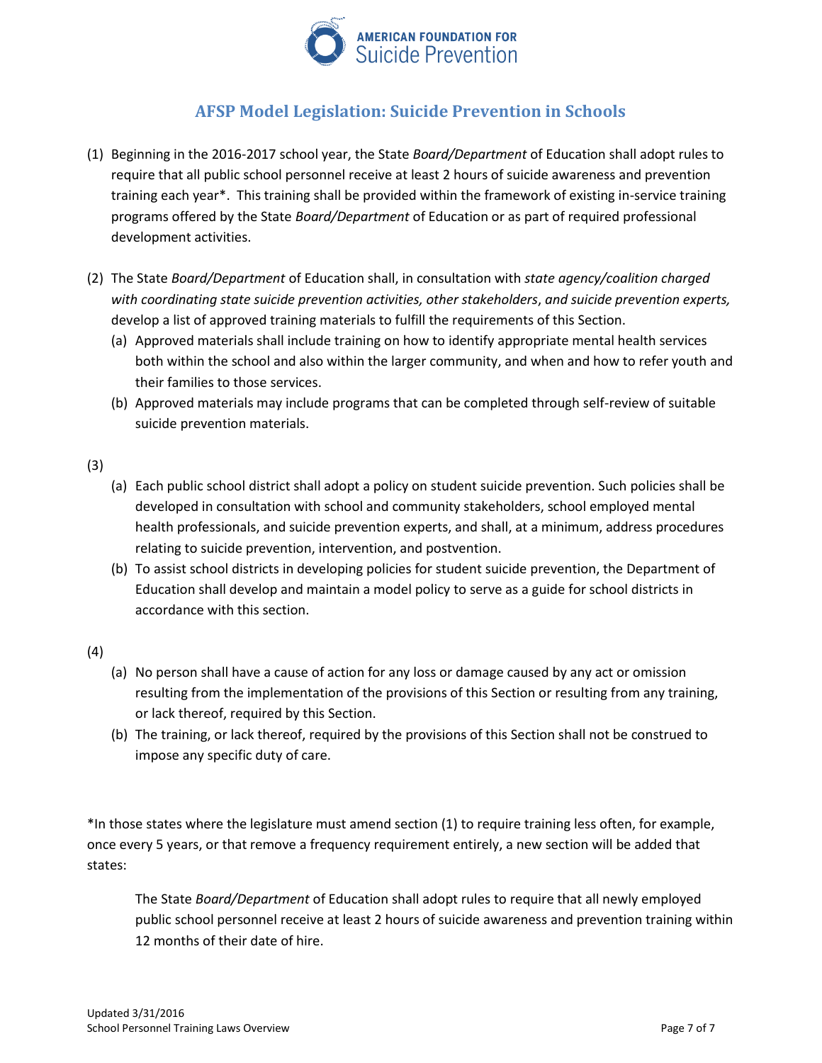## AFSP Model Legislation: Suicide Prevention in Schools

(1) Beginning in the 2016-2017 school year, the State *Board/Department* of Education shall adopt rules to require that all public school personnel receive at least 2 hours of suicide awareness and prevention training each year*. This training shall be provided within the framework of existing in-service training programs offered by the State *Board/Department* of Education or as part of required professional development activities.

(2) The State *Board/Department* of Education shall, in consultation with *state agency/coalition charged with coordinating state suicide prevention activities, other stakeholders*, *and suicide prevention experts,* develop a list of approved training materials to fulfill the requirements of this Section.

   (a) Approved materials shall include training on how to identify appropriate mental health services both within the school and also within the larger community, and when and how to refer youth and their families to those services.

   (b) Approved materials may include programs that can be completed through self-review of suitable suicide prevention materials.

(3)

   (a) Each public school district shall adopt a policy on student suicide prevention. Such policies shall be developed in consultation with school and community stakeholders, school employed mental health professionals, and suicide prevention experts, and shall, at a minimum, address procedures relating to suicide prevention, intervention, and postvention.

   (b) To assist school districts in developing policies for student suicide prevention, the Department of Education shall develop and maintain a model policy to serve as a guide for school districts in accordance with this section.

(4)

   (a) No person shall have a cause of action for any loss or damage caused by any act or omission resulting from the implementation of the provisions of this Section or resulting from any training, or lack thereof, required by this Section.

   (b) The training, or lack thereof, required by the provisions of this Section shall not be construed to impose any specific duty of care.

*In those states where the legislature must amend section (1) to require training less often, for example, once every 5 years, or that remove a frequency requirement entirely, a new section will be added that states:

> The State *Board/Department* of Education shall adopt rules to require that all newly employed public school personnel receive at least 2 hours of suicide awareness and prevention training within 12 months of their date of hire.

Updated 3/31/2016
School Personnel Training Laws Overview